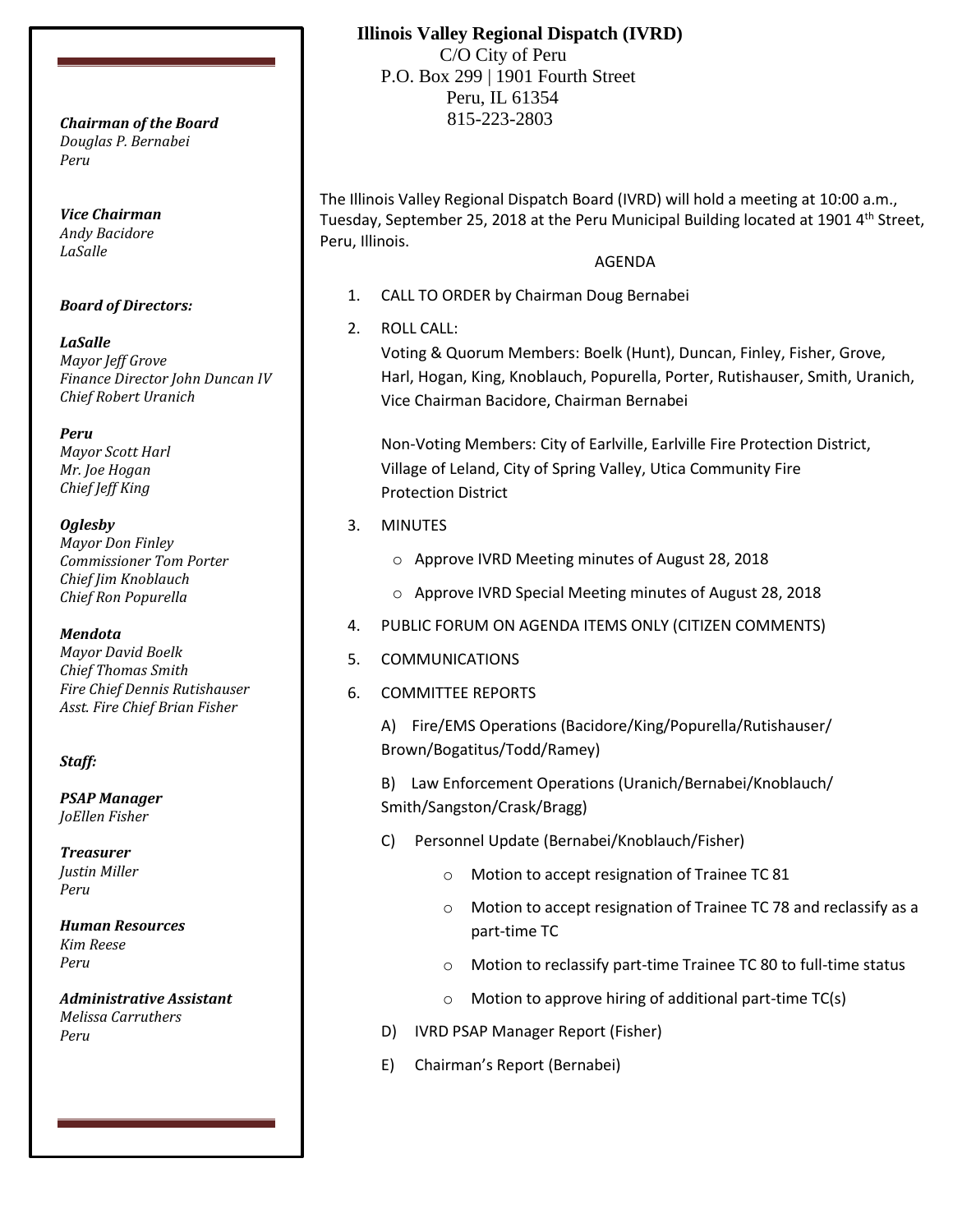# Illinois Valley Regional Dispatch (IVRD)

C/O City of Peru
P.O. Box 299 | 1901 Fourth Street
Peru, IL 61354
815-223-2803

***Chairman of the Board***
*Douglas P. Bernabei*
*Peru*

***Vice Chairman***
*Andy Bacidore*
*LaSalle*

***Board of Directors:***

***LaSalle***
*Mayor Jeff Grove*
*Finance Director John Duncan IV*
*Chief Robert Uranich*

***Peru***
*Mayor Scott Harl*
*Mr. Joe Hogan*
*Chief Jeff King*

***Oglesby***
*Mayor Don Finley*
*Commissioner Tom Porter*
*Chief Jim Knoblauch*
*Chief Ron Popurella*

***Mendota***
*Mayor David Boelk*
*Chief Thomas Smith*
*Fire Chief Dennis Rutishauser*
*Asst. Fire Chief Brian Fisher*

***Staff:***

***PSAP Manager***
*JoEllen Fisher*

***Treasurer***
*Justin Miller*
*Peru*

***Human Resources***
*Kim Reese*
*Peru*

***Administrative Assistant***
*Melissa Carruthers*
*Peru*

The Illinois Valley Regional Dispatch Board (IVRD) will hold a meeting at 10:00 a.m., Tuesday, September 25, 2018 at the Peru Municipal Building located at 1901 4th Street, Peru, Illinois.

AGENDA

1. CALL TO ORDER by Chairman Doug Bernabei
2. ROLL CALL:

   Voting & Quorum Members: Boelk (Hunt), Duncan, Finley, Fisher, Grove, Harl, Hogan, King, Knoblauch, Popurella, Porter, Rutishauser, Smith, Uranich, Vice Chairman Bacidore, Chairman Bernabei

   Non-Voting Members: City of Earlville, Earlville Fire Protection District, Village of Leland, City of Spring Valley, Utica Community Fire Protection District
3. MINUTES
   - Approve IVRD Meeting minutes of August 28, 2018
   - Approve IVRD Special Meeting minutes of August 28, 2018
4. PUBLIC FORUM ON AGENDA ITEMS ONLY (CITIZEN COMMENTS)
5. COMMUNICATIONS
6. COMMITTEE REPORTS

   A) Fire/EMS Operations (Bacidore/King/Popurella/Rutishauser/Brown/Bogatitus/Todd/Ramey)

   B) Law Enforcement Operations (Uranich/Bernabei/Knoblauch/Smith/Sangston/Crask/Bragg)

   C) Personnel Update (Bernabei/Knoblauch/Fisher)
   - Motion to accept resignation of Trainee TC 81
   - Motion to accept resignation of Trainee TC 78 and reclassify as a part-time TC
   - Motion to reclassify part-time Trainee TC 80 to full-time status
   - Motion to approve hiring of additional part-time TC(s)

   D) IVRD PSAP Manager Report (Fisher)

   E) Chairman's Report (Bernabei)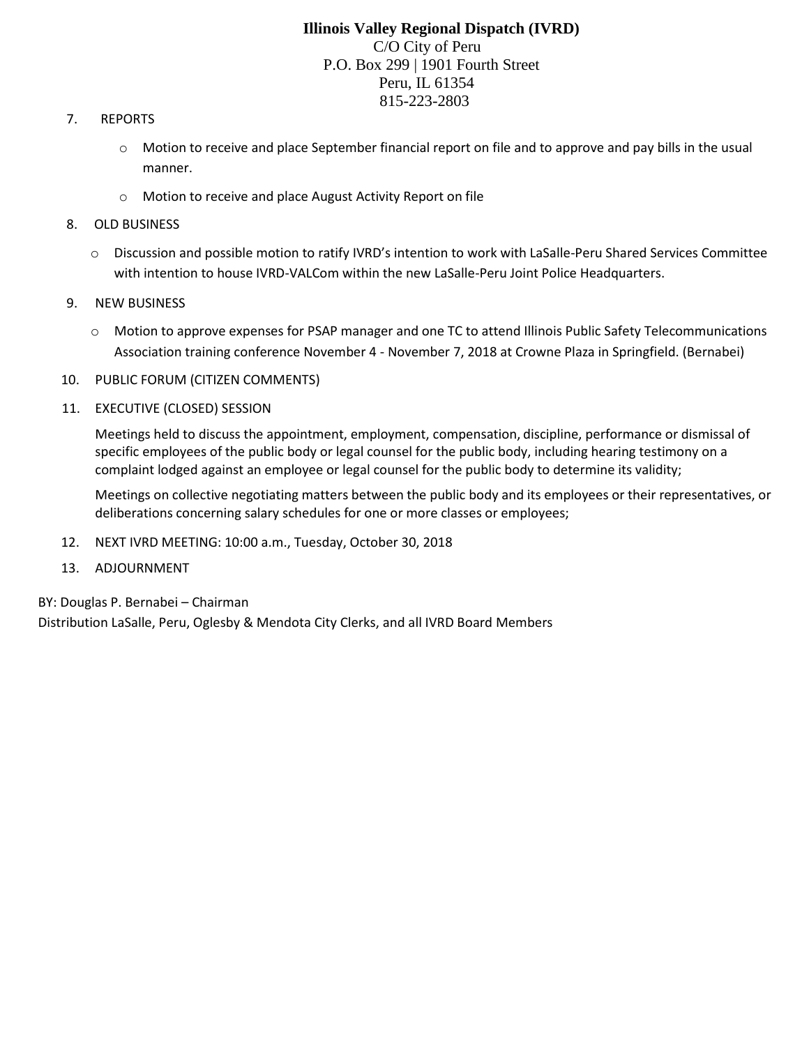**Illinois Valley Regional Dispatch (IVRD)**
C/O City of Peru
P.O. Box 299 | 1901 Fourth Street
Peru, IL 61354
815-223-2803

7. REPORTS

   - Motion to receive and place September financial report on file and to approve and pay bills in the usual manner.
   - Motion to receive and place August Activity Report on file

8. OLD BUSINESS

   - Discussion and possible motion to ratify IVRD's intention to work with LaSalle-Peru Shared Services Committee with intention to house IVRD-VALCom within the new LaSalle-Peru Joint Police Headquarters.

9. NEW BUSINESS

   - Motion to approve expenses for PSAP manager and one TC to attend Illinois Public Safety Telecommunications Association training conference November 4 - November 7, 2018 at Crowne Plaza in Springfield. (Bernabei)

10. PUBLIC FORUM (CITIZEN COMMENTS)

11. EXECUTIVE (CLOSED) SESSION

    Meetings held to discuss the appointment, employment, compensation, discipline, performance or dismissal of specific employees of the public body or legal counsel for the public body, including hearing testimony on a complaint lodged against an employee or legal counsel for the public body to determine its validity;

    Meetings on collective negotiating matters between the public body and its employees or their representatives, or deliberations concerning salary schedules for one or more classes or employees;

12. NEXT IVRD MEETING: 10:00 a.m., Tuesday, October 30, 2018

13. ADJOURNMENT

BY: Douglas P. Bernabei – Chairman
Distribution LaSalle, Peru, Oglesby & Mendota City Clerks, and all IVRD Board Members